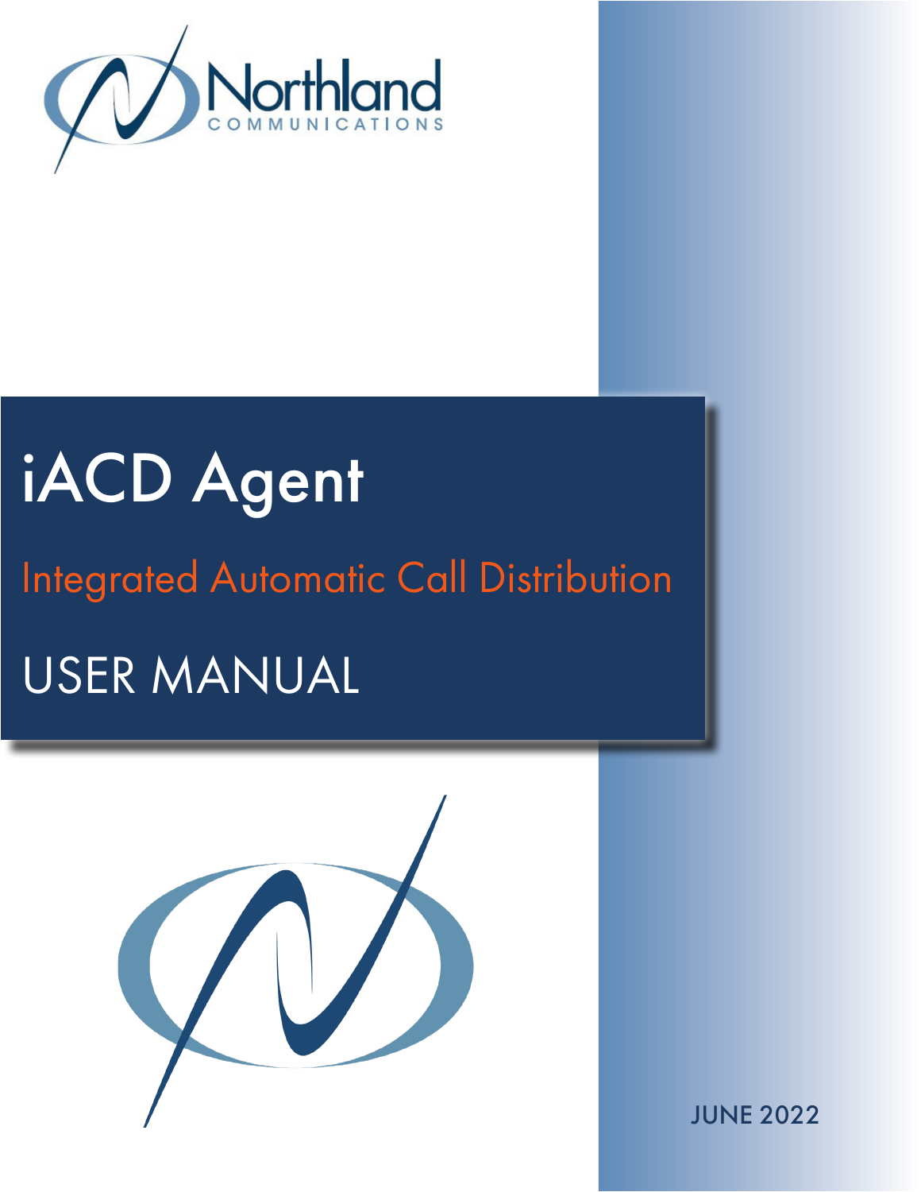Northland
COMMUNICATIONS

# iACD Agent

## Integrated Automatic Call Distribution

## USER MANUAL

JUNE 2022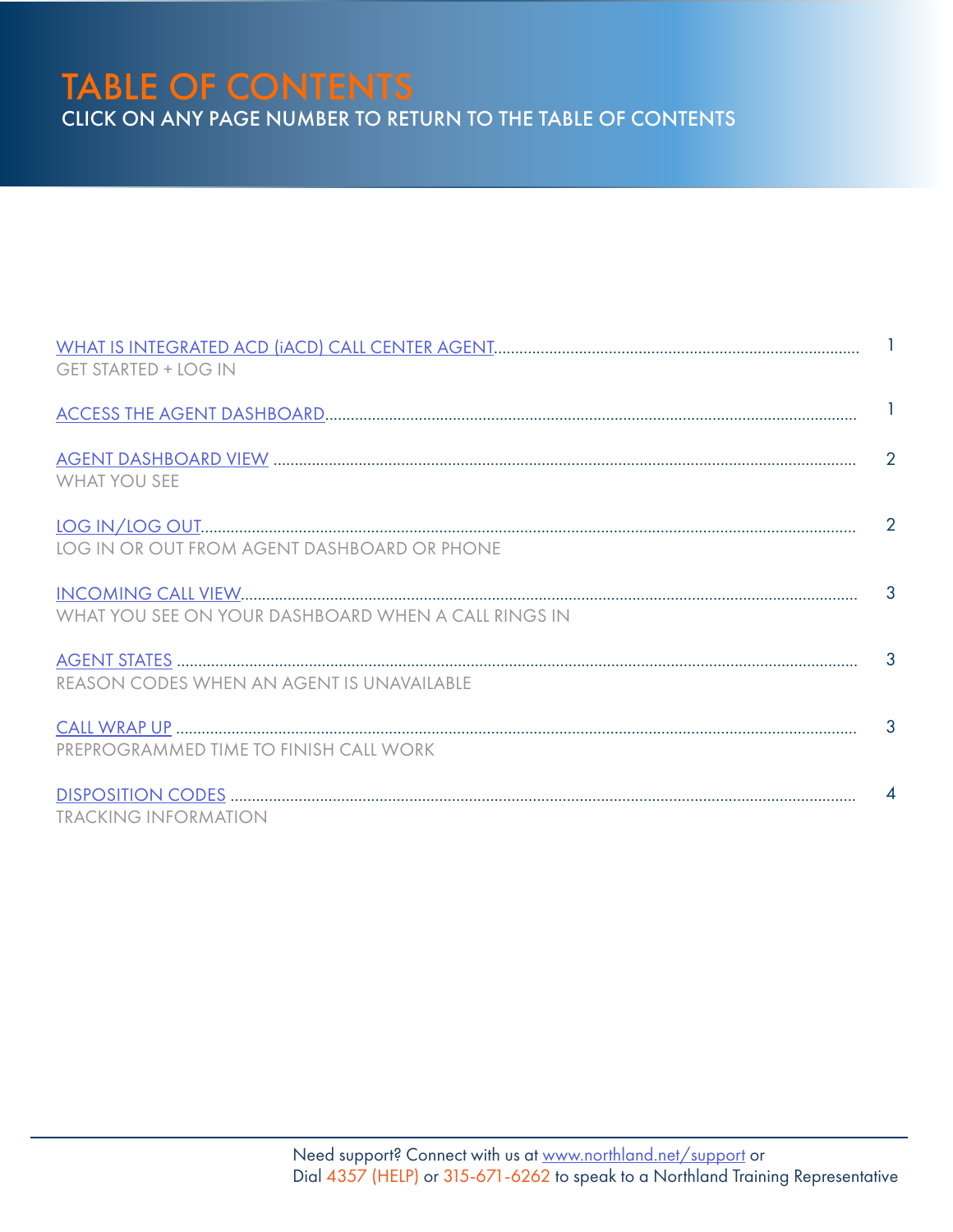# TABLE OF CONTENTS

CLICK ON ANY PAGE NUMBER TO RETURN TO THE TABLE OF CONTENTS

| | |
|---|---|
| WHAT IS INTEGRATED ACD (iACD) CALL CENTER AGENT<br>GET STARTED + LOG IN | 1 |
| ACCESS THE AGENT DASHBOARD | 1 |
| AGENT DASHBOARD VIEW<br>WHAT YOU SEE | 2 |
| LOG IN/LOG OUT<br>LOG IN OR OUT FROM AGENT DASHBOARD OR PHONE | 2 |
| INCOMING CALL VIEW<br>WHAT YOU SEE ON YOUR DASHBOARD WHEN A CALL RINGS IN | 3 |
| AGENT STATES<br>REASON CODES WHEN AN AGENT IS UNAVAILABLE | 3 |
| CALL WRAP UP<br>PREPROGRAMMED TIME TO FINISH CALL WORK | 3 |
| DISPOSITION CODES<br>TRACKING INFORMATION | 4 |

Need support? Connect with us at www.northland.net/support or Dial 4357 (HELP) or 315-671-6262 to speak to a Northland Training Representative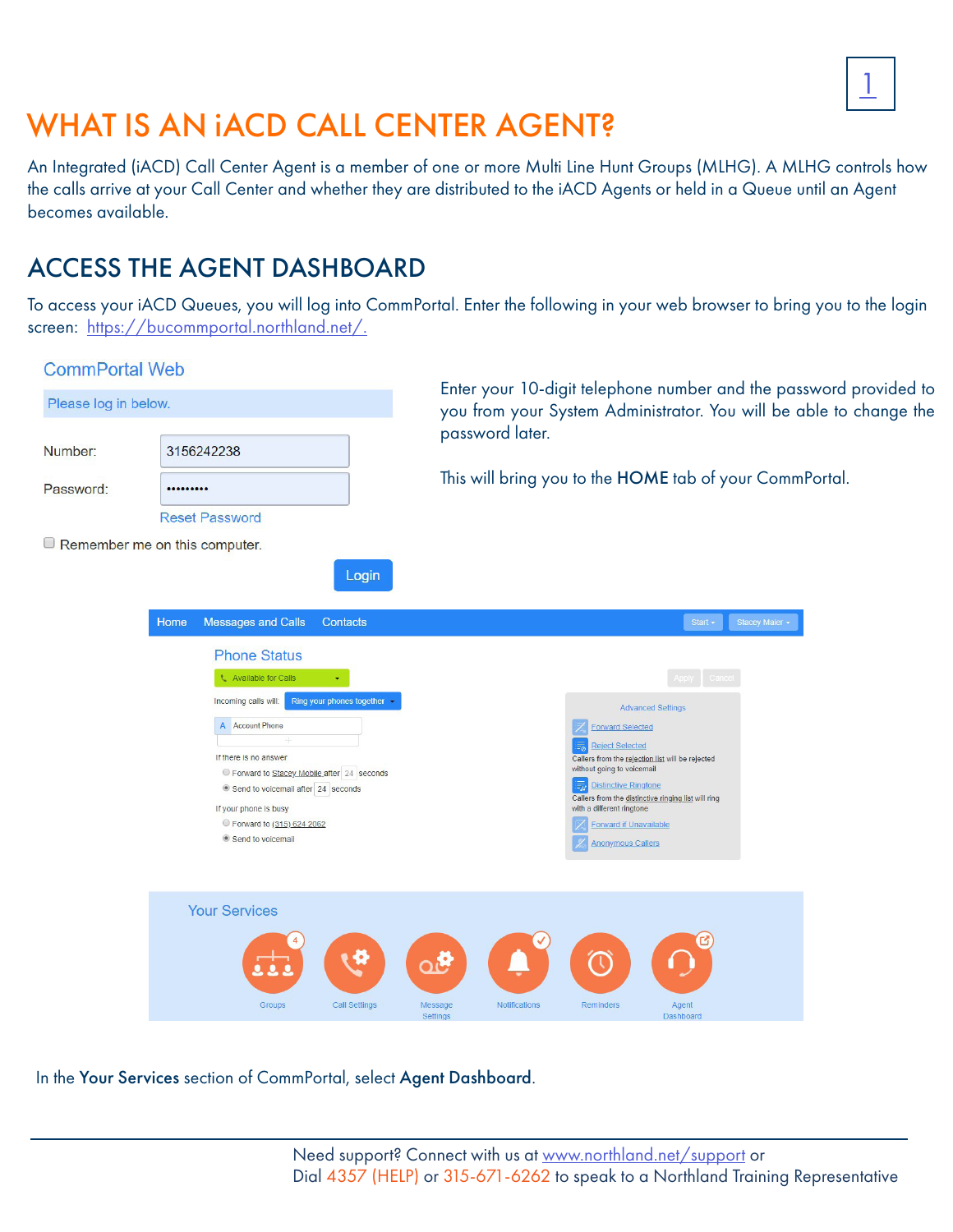# WHAT IS AN iACD CALL CENTER AGENT?

An Integrated (iACD) Call Center Agent is a member of one or more Multi Line Hunt Groups (MLHG). A MLHG controls how the calls arrive at your Call Center and whether they are distributed to the iACD Agents or held in a Queue until an Agent becomes available.

## ACCESS THE AGENT DASHBOARD

To access your iACD Queues, you will log into CommPortal. Enter the following in your web browser to bring you to the login screen: https://bucommportal.northland.net/.

Enter your 10-digit telephone number and the password provided to you from your System Administrator. You will be able to change the password later.

This will bring you to the **HOME** tab of your CommPortal.

In the **Your Services** section of CommPortal, select **Agent Dashboard**.

Need support? Connect with us at www.northland.net/support or Dial 4357 (HELP) or 315-671-6262 to speak to a Northland Training Representative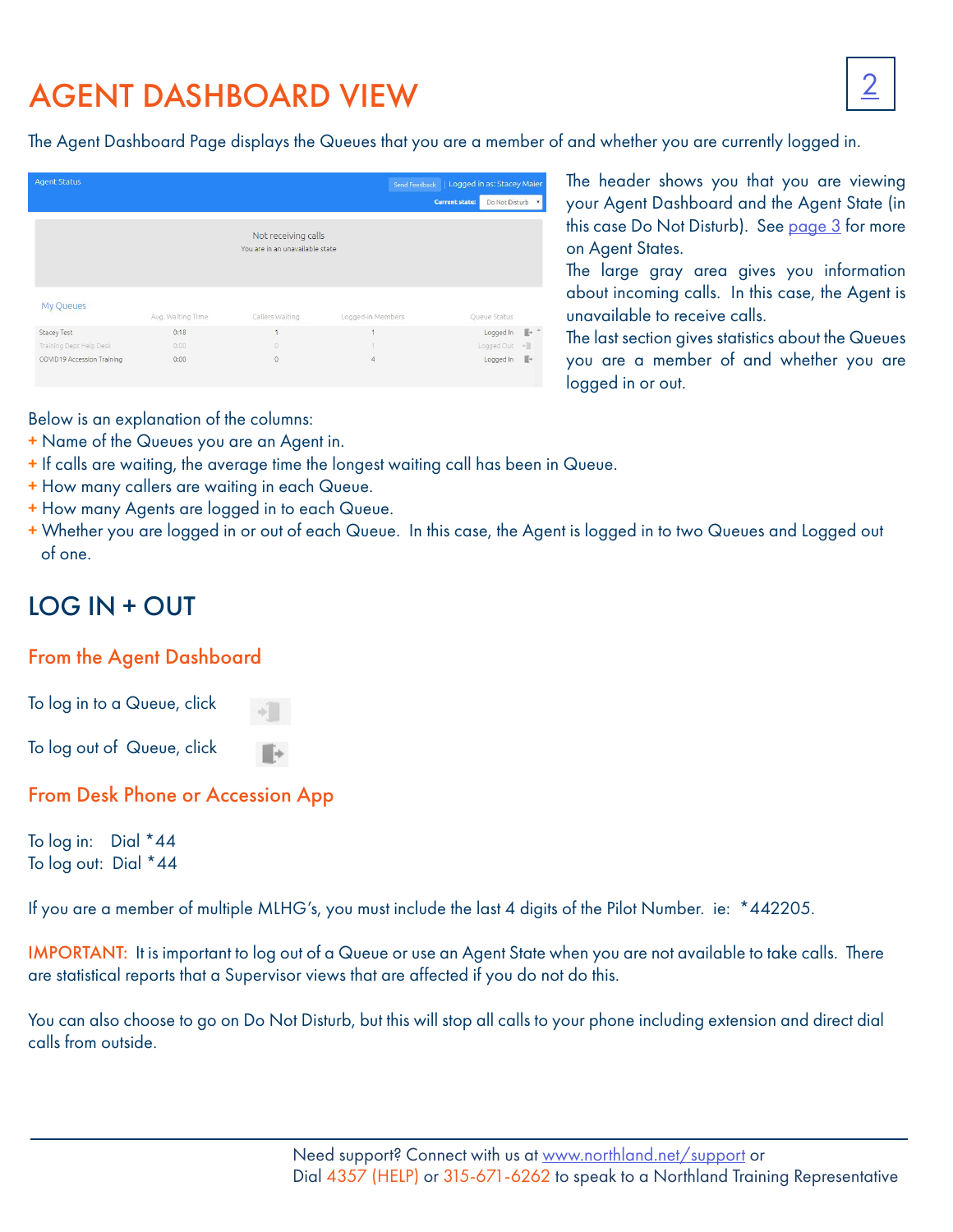# AGENT DASHBOARD VIEW

The Agent Dashboard Page displays the Queues that you are a member of and whether you are currently logged in.

The header shows you that you are viewing your Agent Dashboard and the Agent State (in this case Do Not Disturb). See page 3 for more on Agent States.

The large gray area gives you information about incoming calls. In this case, the Agent is unavailable to receive calls.

The last section gives statistics about the Queues you are a member of and whether you are logged in or out.

Below is an explanation of the columns:

+ Name of the Queues you are an Agent in.
+ If calls are waiting, the average time the longest waiting call has been in Queue.
+ How many callers are waiting in each Queue.
+ How many Agents are logged in to each Queue.
+ Whether you are logged in or out of each Queue. In this case, the Agent is logged in to two Queues and Logged out of one.

## LOG IN + OUT

### From the Agent Dashboard

To log in to a Queue, click

To log out of Queue, click

### From Desk Phone or Accession App

To log in: Dial *44
To log out: Dial *44

If you are a member of multiple MLHG's, you must include the last 4 digits of the Pilot Number. ie: *442205.

IMPORTANT: It is important to log out of a Queue or use an Agent State when you are not available to take calls. There are statistical reports that a Supervisor views that are affected if you do not do this.

You can also choose to go on Do Not Disturb, but this will stop all calls to your phone including extension and direct dial calls from outside.

Need support? Connect with us at www.northland.net/support or Dial 4357 (HELP) or 315-671-6262 to speak to a Northland Training Representative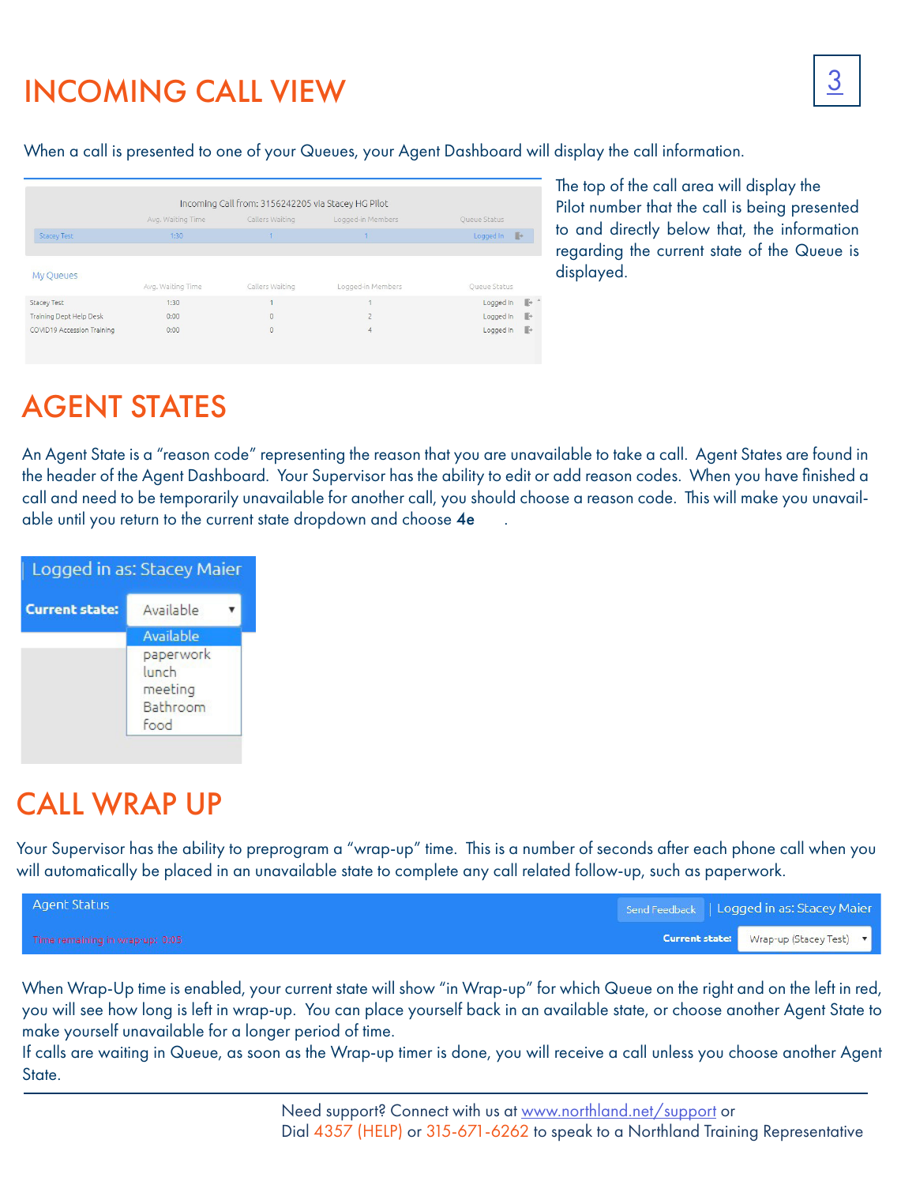# INCOMING CALL VIEW

When a call is presented to one of your Queues, your Agent Dashboard will display the call information.

The top of the call area will display the Pilot number that the call is being presented to and directly below that, the information regarding the current state of the Queue is displayed.

# AGENT STATES

An Agent State is a "reason code" representing the reason that you are unavailable to take a call. Agent States are found in the header of the Agent Dashboard. Your Supervisor has the ability to edit or add reason codes. When you have finished a call and need to be temporarily unavailable for another call, you should choose a reason code. This will make you unavailable until you return to the current state dropdown and choose **4e** .

# CALL WRAP UP

Your Supervisor has the ability to preprogram a "wrap-up" time. This is a number of seconds after each phone call when you will automatically be placed in an unavailable state to complete any call related follow-up, such as paperwork.

When Wrap-Up time is enabled, your current state will show "in Wrap-up" for which Queue on the right and on the left in red, you will see how long is left in wrap-up. You can place yourself back in an available state, or choose another Agent State to make yourself unavailable for a longer period of time.

If calls are waiting in Queue, as soon as the Wrap-up timer is done, you will receive a call unless you choose another Agent State.

Need support? Connect with us at www.northland.net/support or
Dial 4357 (HELP) or 315-671-6262 to speak to a Northland Training Representative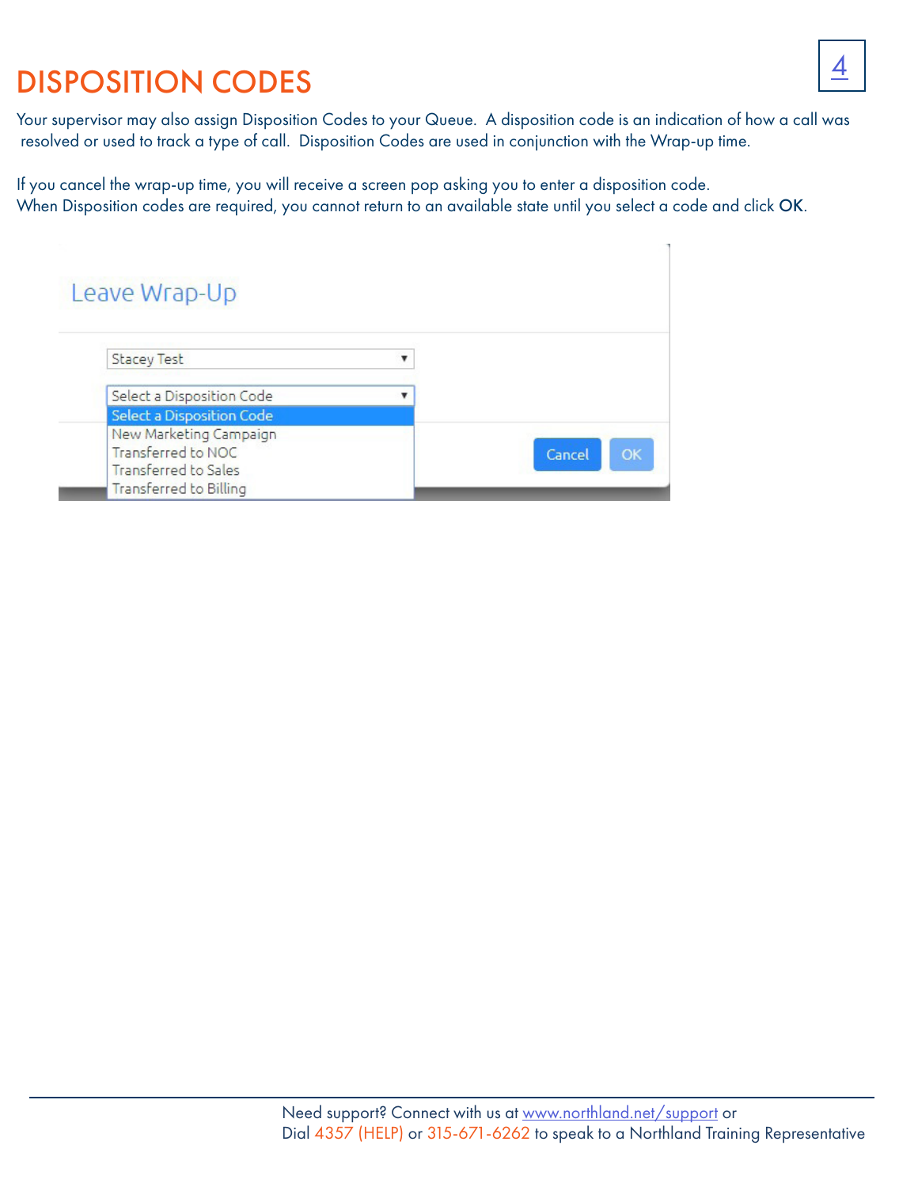# DISPOSITION CODES

Your supervisor may also assign Disposition Codes to your Queue. A disposition code is an indication of how a call was resolved or used to track a type of call. Disposition Codes are used in conjunction with the Wrap-up time.

If you cancel the wrap-up time, you will receive a screen pop asking you to enter a disposition code.
When Disposition codes are required, you cannot return to an available state until you select a code and click **OK**.